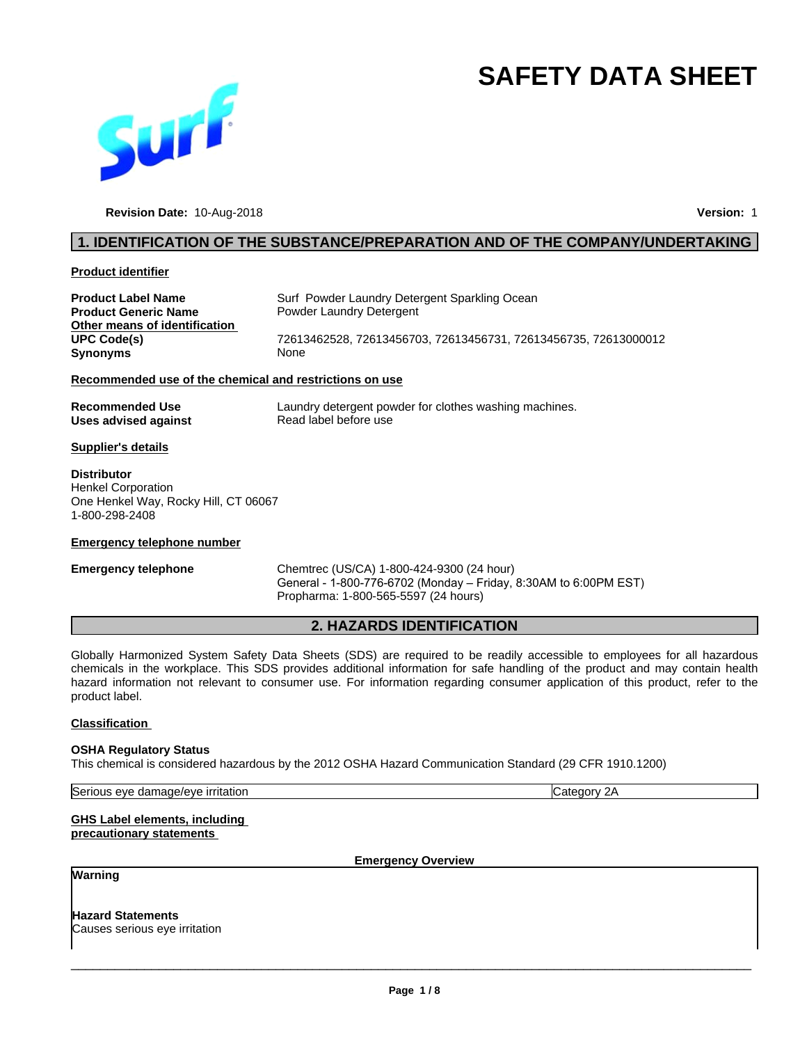# SAFETY DATA SHEET

**Revision Date:** 10-Aug-2018 **Version:** 1

## 1. IDENTIFICATION OF THE SUBSTANCE/PREPARATION AND OF THE COMPANY/UNDERTAKING

**Product identifier**

| | |
|---|---|
| **Product Label Name** | Surf Powder Laundry Detergent Sparkling Ocean |
| **Product Generic Name** | Powder Laundry Detergent |

**Other means of identification**

| | |
|---|---|
| **UPC Code(s)** | 72613462528, 72613456703, 72613456731, 72613456735, 72613000012 |
| **Synonyms** | None |

**Recommended use of the chemical and restrictions on use**

| | |
|---|---|
| **Recommended Use** | Laundry detergent powder for clothes washing machines. |
| **Uses advised against** | Read label before use |

**Supplier's details**

**Distributor**
Henkel Corporation
One Henkel Way, Rocky Hill, CT 06067
1-800-298-2408

**Emergency telephone number**

**Emergency telephone**
Chemtrec (US/CA) 1-800-424-9300 (24 hour)
General - 1-800-776-6702 (Monday – Friday, 8:30AM to 6:00PM EST)
Propharma: 1-800-565-5597 (24 hours)

## 2. HAZARDS IDENTIFICATION

Globally Harmonized System Safety Data Sheets (SDS) are required to be readily accessible to employees for all hazardous chemicals in the workplace. This SDS provides additional information for safe handling of the product and may contain health hazard information not relevant to consumer use. For information regarding consumer application of this product, refer to the product label.

**Classification**

**OSHA Regulatory Status**
This chemical is considered hazardous by the 2012 OSHA Hazard Communication Standard (29 CFR 1910.1200)

| | |
|---|---|
| Serious eye damage/eye irritation | Category 2A |

**GHS Label elements, including precautionary statements**

**Emergency Overview**

**Warning**

**Hazard Statements**
Causes serious eye irritation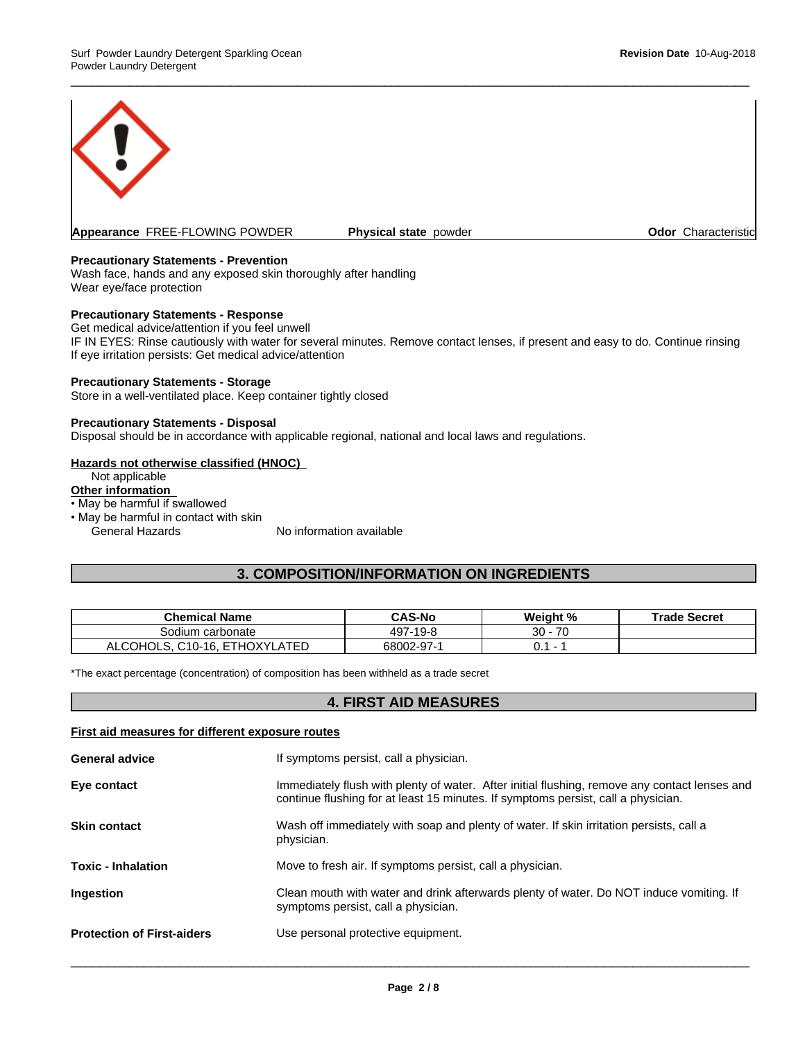**Appearance** FREE-FLOWING POWDER **Physical state** powder **Odor** Characteristic

**Precautionary Statements - Prevention**
Wash face, hands and any exposed skin thoroughly after handling
Wear eye/face protection

**Precautionary Statements - Response**
Get medical advice/attention if you feel unwell
IF IN EYES: Rinse cautiously with water for several minutes. Remove contact lenses, if present and easy to do. Continue rinsing
If eye irritation persists: Get medical advice/attention

**Precautionary Statements - Storage**
Store in a well-ventilated place. Keep container tightly closed

**Precautionary Statements - Disposal**
Disposal should be in accordance with applicable regional, national and local laws and regulations.

**Hazards not otherwise classified (HNOC)**
Not applicable

**Other information**
- May be harmful if swallowed
- May be harmful in contact with skin

General Hazards No information available

## 3. COMPOSITION/INFORMATION ON INGREDIENTS

| Chemical Name | CAS-No | Weight % | Trade Secret |
|---|---|---|---|
| Sodium carbonate | 497-19-8 | 30 - 70 | |
| ALCOHOLS, C10-16, ETHOXYLATED | 68002-97-1 | 0.1 - 1 | |

*The exact percentage (concentration) of composition has been withheld as a trade secret

## 4. FIRST AID MEASURES

**First aid measures for different exposure routes**

**General advice** If symptoms persist, call a physician.

**Eye contact** Immediately flush with plenty of water. After initial flushing, remove any contact lenses and continue flushing for at least 15 minutes. If symptoms persist, call a physician.

**Skin contact** Wash off immediately with soap and plenty of water. If skin irritation persists, call a physician.

**Toxic - Inhalation** Move to fresh air. If symptoms persist, call a physician.

**Ingestion** Clean mouth with water and drink afterwards plenty of water. Do NOT induce vomiting. If symptoms persist, call a physician.

**Protection of First-aiders** Use personal protective equipment.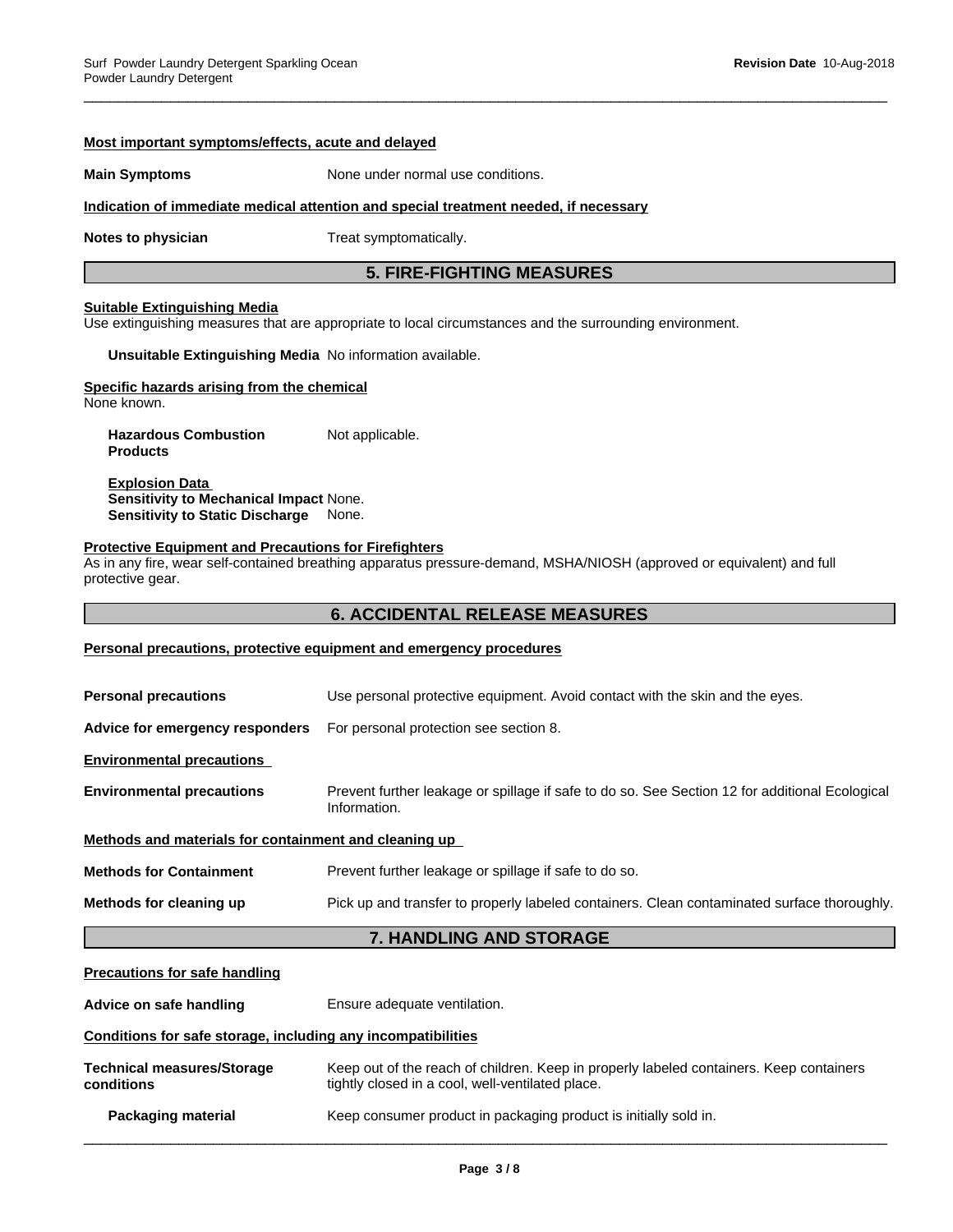**Most important symptoms/effects, acute and delayed**

**Main Symptoms** None under normal use conditions.

**Indication of immediate medical attention and special treatment needed, if necessary**

**Notes to physician** Treat symptomatically.

## 5. FIRE-FIGHTING MEASURES

**Suitable Extinguishing Media**
Use extinguishing measures that are appropriate to local circumstances and the surrounding environment.

**Unsuitable Extinguishing Media** No information available.

**Specific hazards arising from the chemical**
None known.

**Hazardous Combustion Products** Not applicable.

**Explosion Data**
**Sensitivity to Mechanical Impact** None.
**Sensitivity to Static Discharge** None.

**Protective Equipment and Precautions for Firefighters**
As in any fire, wear self-contained breathing apparatus pressure-demand, MSHA/NIOSH (approved or equivalent) and full protective gear.

## 6. ACCIDENTAL RELEASE MEASURES

**Personal precautions, protective equipment and emergency procedures**

**Personal precautions** Use personal protective equipment. Avoid contact with the skin and the eyes.

**Advice for emergency responders** For personal protection see section 8.

**Environmental precautions**

**Environmental precautions** Prevent further leakage or spillage if safe to do so. See Section 12 for additional Ecological Information.

**Methods and materials for containment and cleaning up**

**Methods for Containment** Prevent further leakage or spillage if safe to do so.

**Methods for cleaning up** Pick up and transfer to properly labeled containers. Clean contaminated surface thoroughly.

## 7. HANDLING AND STORAGE

**Precautions for safe handling**

**Advice on safe handling** Ensure adequate ventilation.

**Conditions for safe storage, including any incompatibilities**

**Technical measures/Storage conditions** Keep out of the reach of children. Keep in properly labeled containers. Keep containers tightly closed in a cool, well-ventilated place.

**Packaging material** Keep consumer product in packaging product is initially sold in.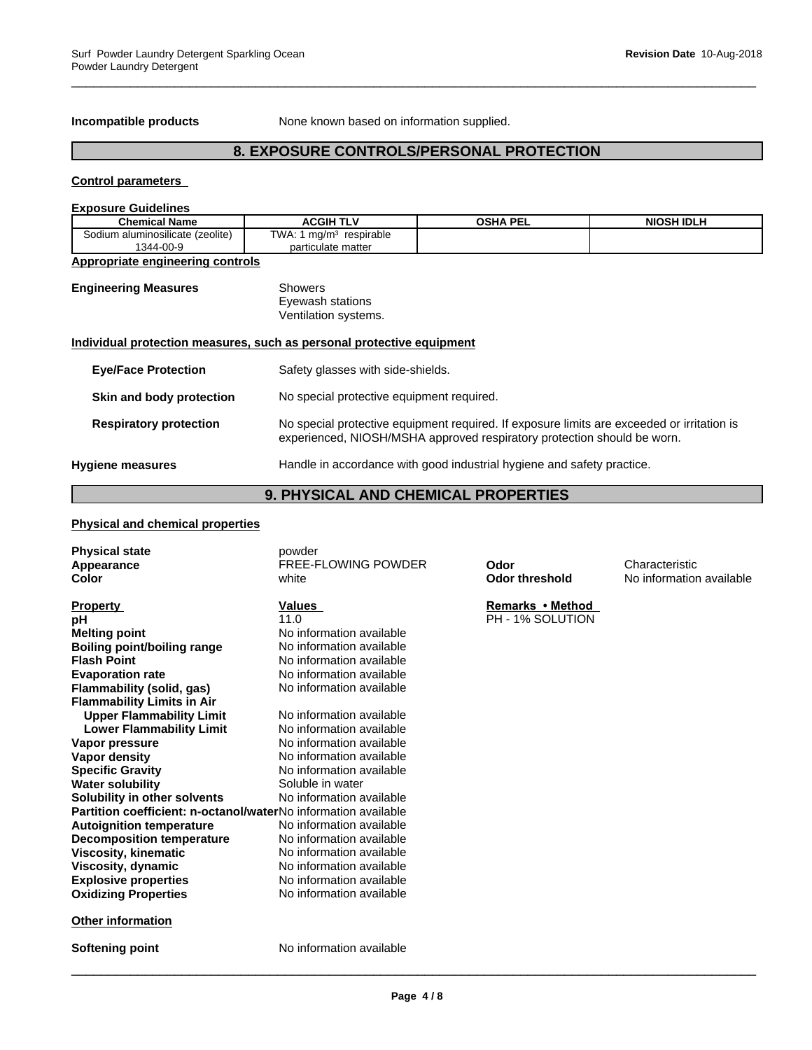**Incompatible products** None known based on information supplied.

## 8. EXPOSURE CONTROLS/PERSONAL PROTECTION

**Control parameters**

**Exposure Guidelines**

| Chemical Name | ACGIH TLV | OSHA PEL | NIOSH IDLH |
|---|---|---|---|
| Sodium aluminosilicate (zeolite) 1344-00-9 | TWA: 1 mg/m³ respirable particulate matter | | |

**Appropriate engineering controls**

**Engineering Measures**
Showers
Eyewash stations
Ventilation systems.

**Individual protection measures, such as personal protective equipment**

**Eye/Face Protection** Safety glasses with side-shields.

**Skin and body protection** No special protective equipment required.

**Respiratory protection** No special protective equipment required. If exposure limits are exceeded or irritation is experienced, NIOSH/MSHA approved respiratory protection should be worn.

**Hygiene measures** Handle in accordance with good industrial hygiene and safety practice.

## 9. PHYSICAL AND CHEMICAL PROPERTIES

**Physical and chemical properties**

**Physical state** powder
**Appearance** FREE-FLOWING POWDER
**Color** white
**Odor** Characteristic
**Odor threshold** No information available

| Property | Values | Remarks • Method |
|---|---|---|
| **pH** | 11.0 | PH - 1% SOLUTION |
| **Melting point** | No information available | |
| **Boiling point/boiling range** | No information available | |
| **Flash Point** | No information available | |
| **Evaporation rate** | No information available | |
| **Flammability (solid, gas)** | No information available | |
| **Flammability Limits in Air** | | |
| **Upper Flammability Limit** | No information available | |
| **Lower Flammability Limit** | No information available | |
| **Vapor pressure** | No information available | |
| **Vapor density** | No information available | |
| **Specific Gravity** | No information available | |
| **Water solubility** | Soluble in water | |
| **Solubility in other solvents** | No information available | |
| **Partition coefficient: n-octanol/water** | No information available | |
| **Autoignition temperature** | No information available | |
| **Decomposition temperature** | No information available | |
| **Viscosity, kinematic** | No information available | |
| **Viscosity, dynamic** | No information available | |
| **Explosive properties** | No information available | |
| **Oxidizing Properties** | No information available | |

**Other information**

**Softening point** No information available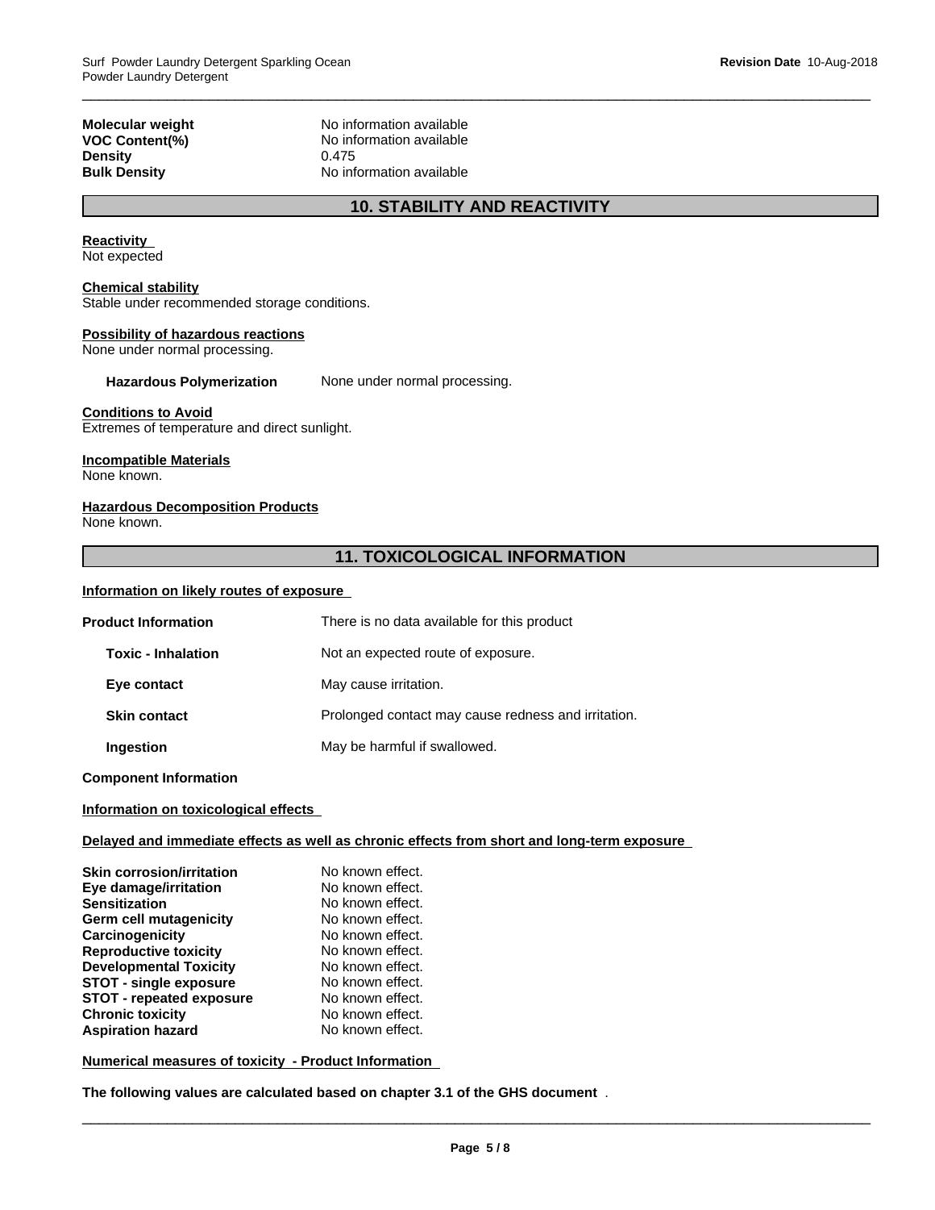| | |
|---|---|
| **Molecular weight** | No information available |
| **VOC Content(%)** | No information available |
| **Density** | 0.475 |
| **Bulk Density** | No information available |

## 10. STABILITY AND REACTIVITY

**Reactivity**
Not expected

**Chemical stability**
Stable under recommended storage conditions.

**Possibility of hazardous reactions**
None under normal processing.

**Hazardous Polymerization** None under normal processing.

**Conditions to Avoid**
Extremes of temperature and direct sunlight.

**Incompatible Materials**
None known.

**Hazardous Decomposition Products**
None known.

## 11. TOXICOLOGICAL INFORMATION

**Information on likely routes of exposure**

| | |
|---|---|
| **Product Information** | There is no data available for this product |
| **Toxic - Inhalation** | Not an expected route of exposure. |
| **Eye contact** | May cause irritation. |
| **Skin contact** | Prolonged contact may cause redness and irritation. |
| **Ingestion** | May be harmful if swallowed. |

**Component Information**

**Information on toxicological effects**

**Delayed and immediate effects as well as chronic effects from short and long-term exposure**

| | |
|---|---|
| **Skin corrosion/irritation** | No known effect. |
| **Eye damage/irritation** | No known effect. |
| **Sensitization** | No known effect. |
| **Germ cell mutagenicity** | No known effect. |
| **Carcinogenicity** | No known effect. |
| **Reproductive toxicity** | No known effect. |
| **Developmental Toxicity** | No known effect. |
| **STOT - single exposure** | No known effect. |
| **STOT - repeated exposure** | No known effect. |
| **Chronic toxicity** | No known effect. |
| **Aspiration hazard** | No known effect. |

**Numerical measures of toxicity - Product Information**

**The following values are calculated based on chapter 3.1 of the GHS document** .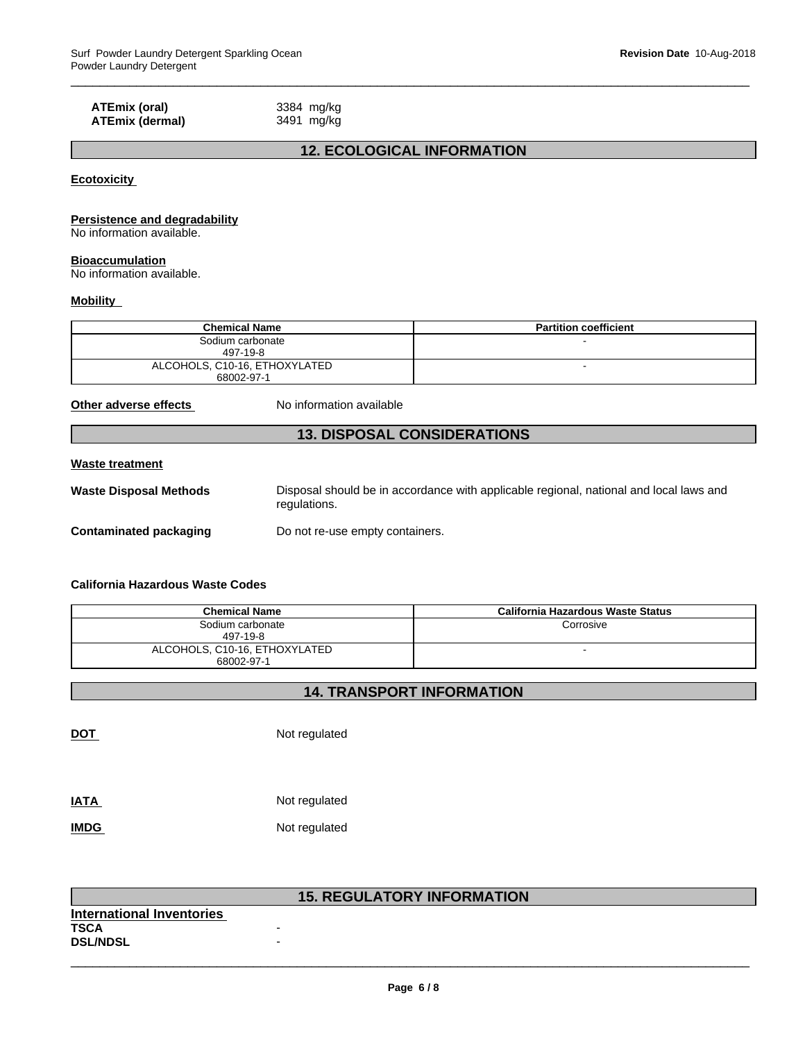| | |
|---|---|
| **ATEmix (oral)** | 3384 mg/kg |
| **ATEmix (dermal)** | 3491 mg/kg |

## 12. ECOLOGICAL INFORMATION

**Ecotoxicity**

**Persistence and degradability**
No information available.

**Bioaccumulation**
No information available.

**Mobility**

| Chemical Name | Partition coefficient |
|---|---|
| Sodium carbonate<br>497-19-8 | - |
| ALCOHOLS, C10-16, ETHOXYLATED<br>68002-97-1 | - |

**Other adverse effects** No information available

## 13. DISPOSAL CONSIDERATIONS

**Waste treatment**

**Waste Disposal Methods** Disposal should be in accordance with applicable regional, national and local laws and regulations.

**Contaminated packaging** Do not re-use empty containers.

**California Hazardous Waste Codes**

| Chemical Name | California Hazardous Waste Status |
|---|---|
| Sodium carbonate<br>497-19-8 | Corrosive |
| ALCOHOLS, C10-16, ETHOXYLATED<br>68002-97-1 | - |

## 14. TRANSPORT INFORMATION

**DOT** Not regulated

**IATA** Not regulated

**IMDG** Not regulated

## 15. REGULATORY INFORMATION

**International Inventories**

| | |
|---|---|
| **TSCA** | - |
| **DSL/NDSL** | - |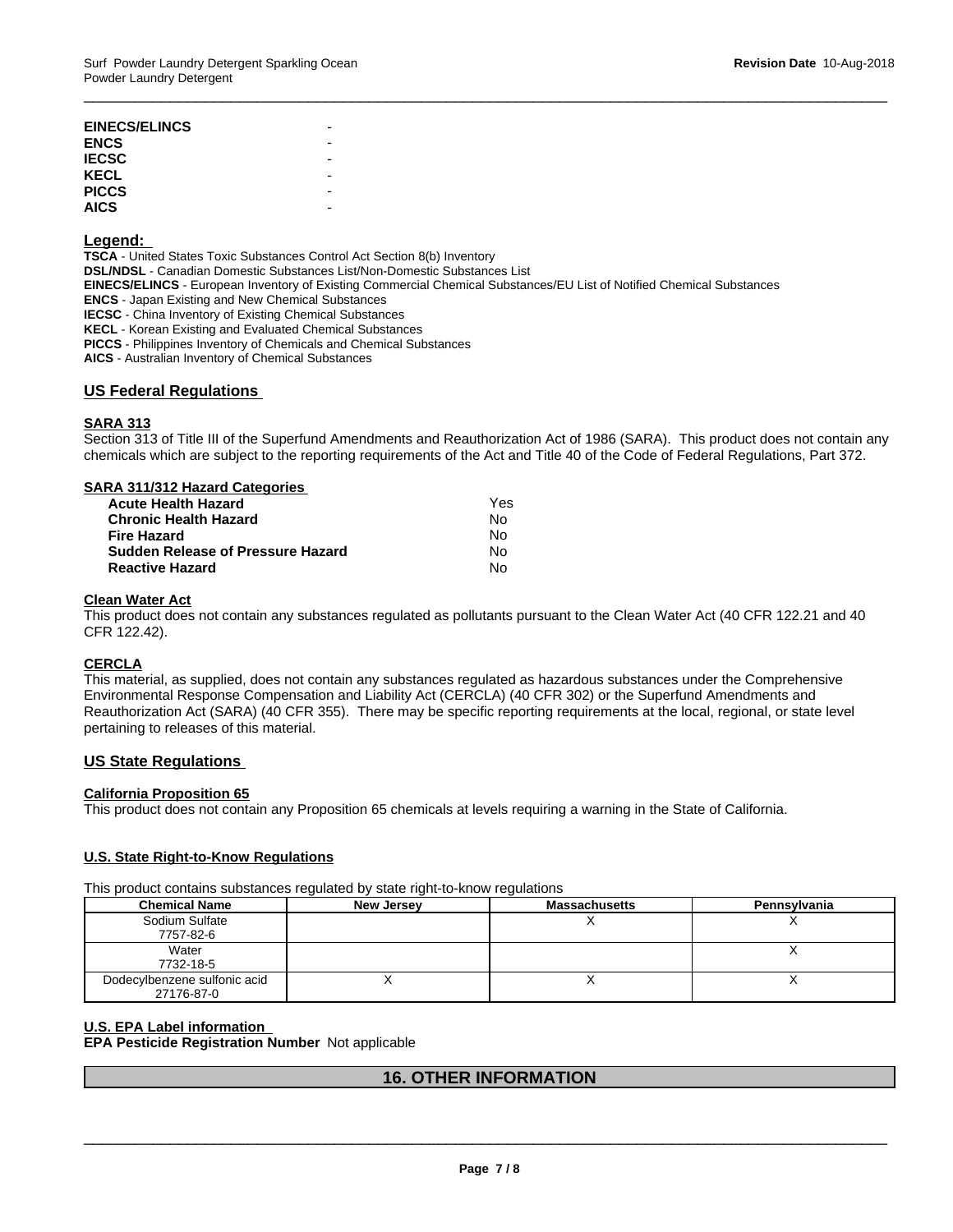| | |
|---|---|
| **EINECS/ELINCS** | - |
| **ENCS** | - |
| **IECSC** | - |
| **KECL** | - |
| **PICCS** | - |
| **AICS** | - |

**Legend:**

**TSCA** - United States Toxic Substances Control Act Section 8(b) Inventory
**DSL/NDSL** - Canadian Domestic Substances List/Non-Domestic Substances List
**EINECS/ELINCS** - European Inventory of Existing Commercial Chemical Substances/EU List of Notified Chemical Substances
**ENCS** - Japan Existing and New Chemical Substances
**IECSC** - China Inventory of Existing Chemical Substances
**KECL** - Korean Existing and Evaluated Chemical Substances
**PICCS** - Philippines Inventory of Chemicals and Chemical Substances
**AICS** - Australian Inventory of Chemical Substances

## US Federal Regulations

### SARA 313

Section 313 of Title III of the Superfund Amendments and Reauthorization Act of 1986 (SARA). This product does not contain any chemicals which are subject to the reporting requirements of the Act and Title 40 of the Code of Federal Regulations, Part 372.

### SARA 311/312 Hazard Categories

| | |
|---|---|
| **Acute Health Hazard** | Yes |
| **Chronic Health Hazard** | No |
| **Fire Hazard** | No |
| **Sudden Release of Pressure Hazard** | No |
| **Reactive Hazard** | No |

### Clean Water Act

This product does not contain any substances regulated as pollutants pursuant to the Clean Water Act (40 CFR 122.21 and 40 CFR 122.42).

### CERCLA

This material, as supplied, does not contain any substances regulated as hazardous substances under the Comprehensive Environmental Response Compensation and Liability Act (CERCLA) (40 CFR 302) or the Superfund Amendments and Reauthorization Act (SARA) (40 CFR 355). There may be specific reporting requirements at the local, regional, or state level pertaining to releases of this material.

## US State Regulations

### California Proposition 65

This product does not contain any Proposition 65 chemicals at levels requiring a warning in the State of California.

### U.S. State Right-to-Know Regulations

This product contains substances regulated by state right-to-know regulations

| Chemical Name | New Jersey | Massachusetts | Pennsylvania |
|---|---|---|---|
| Sodium Sulfate 7757-82-6 | | X | X |
| Water 7732-18-5 | | | X |
| Dodecylbenzene sulfonic acid 27176-87-0 | X | X | X |

### U.S. EPA Label information

**EPA Pesticide Registration Number** Not applicable

## 16. OTHER INFORMATION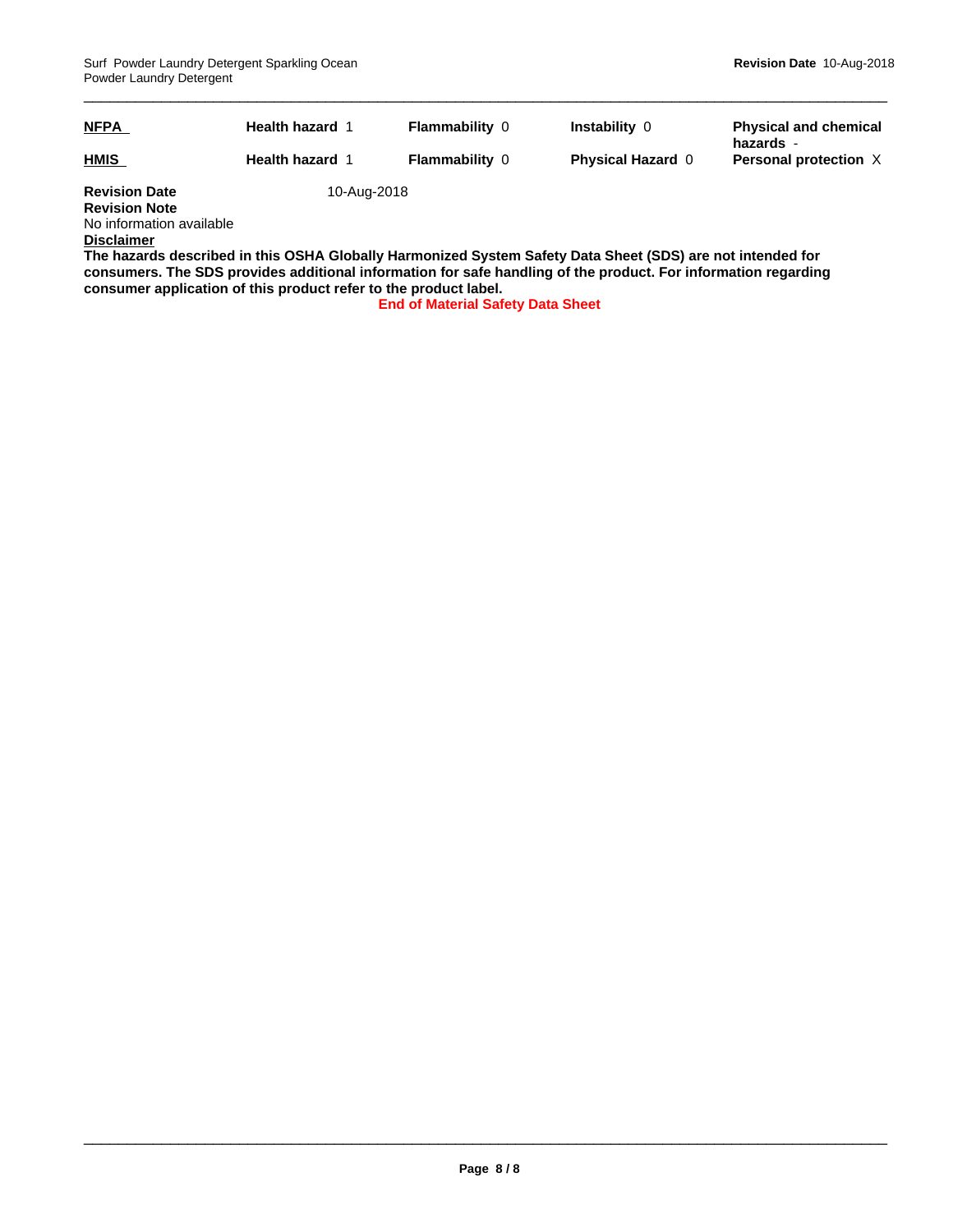| | | | | |
|---|---|---|---|---|
| **NFPA** | **Health hazard** 1 | **Flammability** 0 | **Instability** 0 | **Physical and chemical hazards** - |
| **HMIS** | **Health hazard** 1 | **Flammability** 0 | **Physical Hazard** 0 | **Personal protection** X |

**Revision Date** 10-Aug-2018

**Revision Note**

No information available

**Disclaimer**

**The hazards described in this OSHA Globally Harmonized System Safety Data Sheet (SDS) are not intended for consumers. The SDS provides additional information for safe handling of the product. For information regarding consumer application of this product refer to the product label.**

**End of Material Safety Data Sheet**